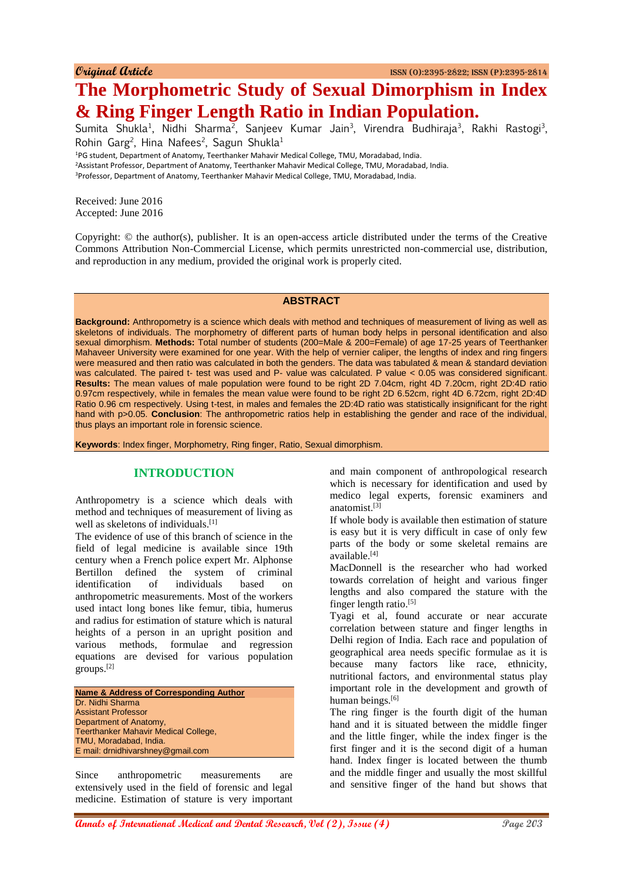Original Article

ISSN (O):2395-2822; ISSN (P):2395-2814

# The Morphometric Study of Sexual Dimorphism in Index & Ring Finger Length Ratio in Indian Population.

Sumita Shukla[1], Nidhi Sharma[2], Sanjeev Kumar Jain[3], Virendra Budhiraja[3], Rakhi Rastogi[3], Rohin Garg[2], Hina Nafees[2], Sagun Shukla[1]

[1]PG student, Department of Anatomy, Teerthanker Mahavir Medical College, TMU, Moradabad, India.
[2]Assistant Professor, Department of Anatomy, Teerthanker Mahavir Medical College, TMU, Moradabad, India.
[3]Professor, Department of Anatomy, Teerthanker Mahavir Medical College, TMU, Moradabad, India.

Received: June 2016
Accepted: June 2016

Copyright: © the author(s), publisher. It is an open-access article distributed under the terms of the Creative Commons Attribution Non-Commercial License, which permits unrestricted non-commercial use, distribution, and reproduction in any medium, provided the original work is properly cited.

## ABSTRACT

**Background:** Anthropometry is a science which deals with method and techniques of measurement of living as well as skeletons of individuals. The morphometry of different parts of human body helps in personal identification and also sexual dimorphism. **Methods:** Total number of students (200=Male & 200=Female) of age 17-25 years of Teerthanker Mahaveer University were examined for one year. With the help of vernier caliper, the lengths of index and ring fingers were measured and then ratio was calculated in both the genders. The data was tabulated & mean & standard deviation was calculated. The paired t- test was used and P- value was calculated. P value < 0.05 was considered significant. **Results:** The mean values of male population were found to be right 2D 7.04cm, right 4D 7.20cm, right 2D:4D ratio 0.97cm respectively, while in females the mean value were found to be right 2D 6.52cm, right 4D 6.72cm, right 2D:4D Ratio 0.96 cm respectively. Using t-test, in males and females the 2D:4D ratio was statistically insignificant for the right hand with p>0.05. **Conclusion**: The anthropometric ratios help in establishing the gender and race of the individual, thus plays an important role in forensic science.

**Keywords**: Index finger, Morphometry, Ring finger, Ratio, Sexual dimorphism.

## INTRODUCTION

Anthropometry is a science which deals with method and techniques of measurement of living as well as skeletons of individuals.[1]

The evidence of use of this branch of science in the field of legal medicine is available since 19th century when a French police expert Mr. Alphonse Bertillon defined the system of criminal identification of individuals based on anthropometric measurements. Most of the workers used intact long bones like femur, tibia, humerus and radius for estimation of stature which is natural heights of a person in an upright position and various methods, formulae and regression equations are devised for various population groups.[2]

**Name & Address of Corresponding Author**
Dr. Nidhi Sharma
Assistant Professor
Department of Anatomy,
Teerthanker Mahavir Medical College,
TMU, Moradabad, India.
E mail: drnidhivarshney@gmail.com

Since anthropometric measurements are extensively used in the field of forensic and legal medicine. Estimation of stature is very important and main component of anthropological research which is necessary for identification and used by medico legal experts, forensic examiners and anatomist.[3]

If whole body is available then estimation of stature is easy but it is very difficult in case of only few parts of the body or some skeletal remains are available.[4]

MacDonnell is the researcher who had worked towards correlation of height and various finger lengths and also compared the stature with the finger length ratio.[5]

Tyagi et al, found accurate or near accurate correlation between stature and finger lengths in Delhi region of India. Each race and population of geographical area needs specific formulae as it is because many factors like race, ethnicity, nutritional factors, and environmental status play important role in the development and growth of human beings.[6]

The ring finger is the fourth digit of the human hand and it is situated between the middle finger and the little finger, while the index finger is the first finger and it is the second digit of a human hand. Index finger is located between the thumb and the middle finger and usually the most skillful and sensitive finger of the hand but shows that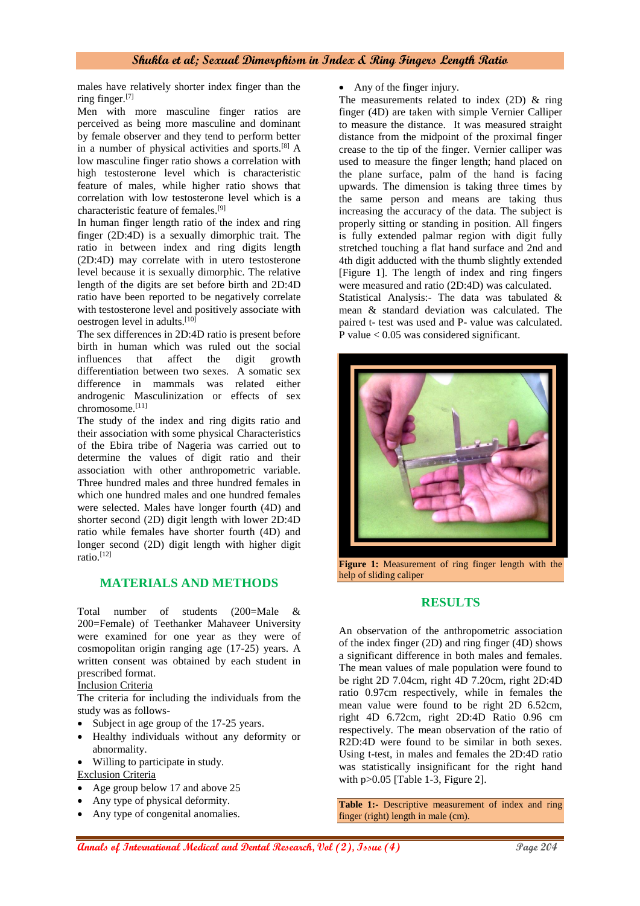males have relatively shorter index finger than the ring finger.[7]

Men with more masculine finger ratios are perceived as being more masculine and dominant by female observer and they tend to perform better in a number of physical activities and sports.[8] A low masculine finger ratio shows a correlation with high testosterone level which is characteristic feature of males, while higher ratio shows that correlation with low testosterone level which is a characteristic feature of females.[9]

In human finger length ratio of the index and ring finger (2D:4D) is a sexually dimorphic trait. The ratio in between index and ring digits length (2D:4D) may correlate with in utero testosterone level because it is sexually dimorphic. The relative length of the digits are set before birth and 2D:4D ratio have been reported to be negatively correlate with testosterone level and positively associate with oestrogen level in adults.[10]

The sex differences in 2D:4D ratio is present before birth in human which was ruled out the social influences that affect the digit growth differentiation between two sexes. A somatic sex difference in mammals was related either androgenic Masculinization or effects of sex chromosome.[11]

The study of the index and ring digits ratio and their association with some physical Characteristics of the Ebira tribe of Nageria was carried out to determine the values of digit ratio and their association with other anthropometric variable. Three hundred males and three hundred females in which one hundred males and one hundred females were selected. Males have longer fourth (4D) and shorter second (2D) digit length with lower 2D:4D ratio while females have shorter fourth (4D) and longer second (2D) digit length with higher digit ratio.[12]

## MATERIALS AND METHODS

Total number of students (200=Male & 200=Female) of Teethanker Mahaveer University were examined for one year as they were of cosmopolitan origin ranging age (17-25) years. A written consent was obtained by each student in prescribed format.

Inclusion Criteria

The criteria for including the individuals from the study was as follows-

- Subject in age group of the 17-25 years.
- Healthy individuals without any deformity or abnormality.
- Willing to participate in study.

Exclusion Criteria

- Age group below 17 and above 25
- Any type of physical deformity.
- Any type of congenital anomalies.
- Any of the finger injury.

The measurements related to index (2D) & ring finger (4D) are taken with simple Vernier Calliper to measure the distance. It was measured straight distance from the midpoint of the proximal finger crease to the tip of the finger. Vernier calliper was used to measure the finger length; hand placed on the plane surface, palm of the hand is facing upwards. The dimension is taking three times by the same person and means are taking thus increasing the accuracy of the data. The subject is properly sitting or standing in position. All fingers is fully extended palmar region with digit fully stretched touching a flat hand surface and 2nd and 4th digit adducted with the thumb slightly extended [Figure 1]. The length of index and ring fingers were measured and ratio (2D:4D) was calculated.

Statistical Analysis:- The data was tabulated & mean & standard deviation was calculated. The paired t- test was used and P- value was calculated. P value < 0.05 was considered significant.

**Figure 1:** Measurement of ring finger length with the help of sliding caliper

## RESULTS

An observation of the anthropometric association of the index finger (2D) and ring finger (4D) shows a significant difference in both males and females. The mean values of male population were found to be right 2D 7.04cm, right 4D 7.20cm, right 2D:4D ratio 0.97cm respectively, while in females the mean value were found to be right 2D 6.52cm, right 4D 6.72cm, right 2D:4D Ratio 0.96 cm respectively. The mean observation of the ratio of R2D:4D were found to be similar in both sexes. Using t-test, in males and females the 2D:4D ratio was statistically insignificant for the right hand with p>0.05 [Table 1-3, Figure 2].

**Table 1:-** Descriptive measurement of index and ring finger (right) length in male (cm).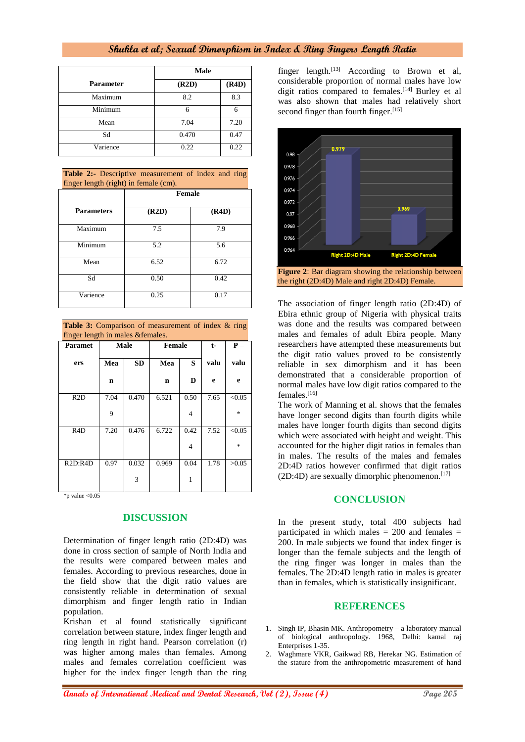| Parameter | Male | |
|---|---|---|
| | (R2D) | (R4D) |
| Maximum | 8.2 | 8.3 |
| Minimum | 6 | 6 |
| Mean | 7.04 | 7.20 |
| Sd | 0.470 | 0.47 |
| Varience | 0.22 | 0.22 |

**Table 2:-** Descriptive measurement of index and ring finger length (right) in female (cm).

| Parameters | Female | |
|---|---|---|
| | (R2D) | (R4D) |
| Maximum | 7.5 | 7.9 |
| Minimum | 5.2 | 5.6 |
| Mean | 6.52 | 6.72 |
| Sd | 0.50 | 0.42 |
| Varience | 0.25 | 0.17 |

**Table 3:** Comparison of measurement of index & ring finger length in males &females.

| Parameters | Male | | Female | | t-value | P – value |
|---|---|---|---|---|---|---|
| | Mean | SD | Mean | SD | | |
| R2D | 7.049 | 0.470 | 6.521 | 0.504 | 7.65 | <0.05* |
| R4D | 7.20 | 0.476 | 6.722 | 0.424 | 7.52 | <0.05* |
| R2D:R4D | 0.97 | 0.0323 | 0.969 | 0.041 | 1.78 | >0.05 |

*p value <0.05

## DISCUSSION

Determination of finger length ratio (2D:4D) was done in cross section of sample of North India and the results were compared between males and females. According to previous researches, done in the field show that the digit ratio values are consistently reliable in determination of sexual dimorphism and finger length ratio in Indian population.

Krishan et al found statistically significant correlation between stature, index finger length and ring length in right hand. Pearson correlation (r) was higher among males than females. Among males and females correlation coefficient was higher for the index finger length than the ring finger length.[13] According to Brown et al, considerable proportion of normal males have low digit ratios compared to females.[14] Burley et al was also shown that males had relatively short second finger than fourth finger.[15]

**Figure 2**: Bar diagram showing the relationship between the right (2D:4D) Male and right 2D:4D) Female.

The association of finger length ratio (2D:4D) of Ebira ethnic group of Nigeria with physical traits was done and the results was compared between males and females of adult Ebira people. Many researchers have attempted these measurements but the digit ratio values proved to be consistently reliable in sex dimorphism and it has been demonstrated that a considerable proportion of normal males have low digit ratios compared to the females.[16]

The work of Manning et al. shows that the females have longer second digits than fourth digits while males have longer fourth digits than second digits which were associated with height and weight. This accounted for the higher digit ratios in females than in males. The results of the males and females 2D:4D ratios however confirmed that digit ratios (2D:4D) are sexually dimorphic phenomenon.[17]

## CONCLUSION

In the present study, total 400 subjects had participated in which males = 200 and females = 200. In male subjects we found that index finger is longer than the female subjects and the length of the ring finger was longer in males than the females. The 2D:4D length ratio in males is greater than in females, which is statistically insignificant.

## REFERENCES

1. Singh IP, Bhasin MK. Anthropometry – a laboratory manual of biological anthropology. 1968, Delhi: kamal raj Enterprises 1-35.
2. Waghmare VKR, Gaikwad RB, Herekar NG. Estimation of the stature from the anthropometric measurement of hand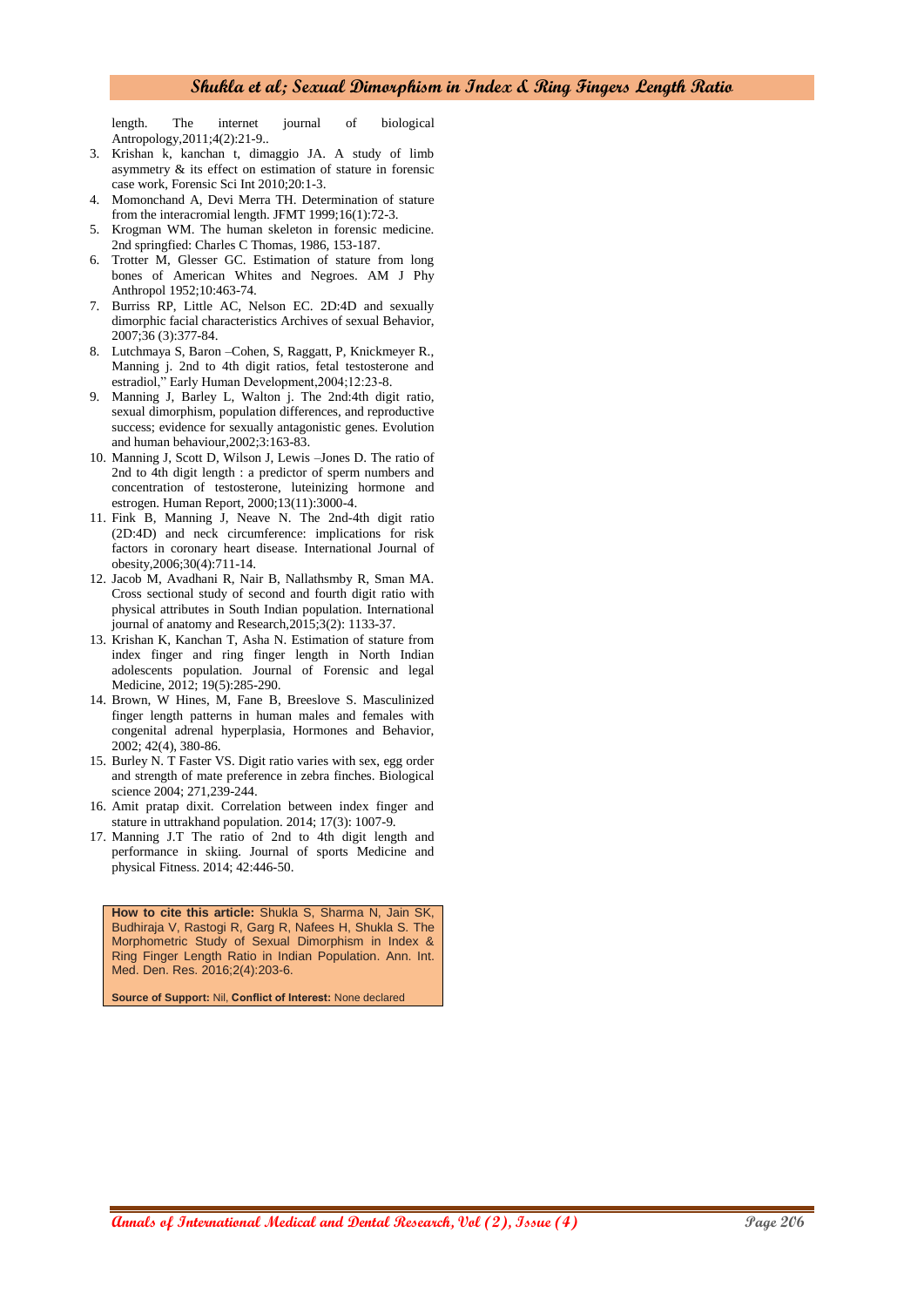length. The internet journal of biological Antropology,2011;4(2):21-9..

3. Krishan k, kanchan t, dimaggio JA. A study of limb asymmetry & its effect on estimation of stature in forensic case work, Forensic Sci Int 2010;20:1-3.
4. Momonchand A, Devi Merra TH. Determination of stature from the interacromial length. JFMT 1999;16(1):72-3.
5. Krogman WM. The human skeleton in forensic medicine. 2nd springfied: Charles C Thomas, 1986, 153-187.
6. Trotter M, Glesser GC. Estimation of stature from long bones of American Whites and Negroes. AM J Phy Anthropol 1952;10:463-74.
7. Burriss RP, Little AC, Nelson EC. 2D:4D and sexually dimorphic facial characteristics Archives of sexual Behavior, 2007;36 (3):377-84.
8. Lutchmaya S, Baron –Cohen, S, Raggatt, P, Knickmeyer R., Manning j. 2nd to 4th digit ratios, fetal testosterone and estradiol," Early Human Development,2004;12:23-8.
9. Manning J, Barley L, Walton j. The 2nd:4th digit ratio, sexual dimorphism, population differences, and reproductive success; evidence for sexually antagonistic genes. Evolution and human behaviour,2002;3:163-83.
10. Manning J, Scott D, Wilson J, Lewis –Jones D. The ratio of 2nd to 4th digit length : a predictor of sperm numbers and concentration of testosterone, luteinizing hormone and estrogen. Human Report, 2000;13(11):3000-4.
11. Fink B, Manning J, Neave N. The 2nd-4th digit ratio (2D:4D) and neck circumference: implications for risk factors in coronary heart disease. International Journal of obesity,2006;30(4):711-14.
12. Jacob M, Avadhani R, Nair B, Nallathsmby R, Sman MA. Cross sectional study of second and fourth digit ratio with physical attributes in South Indian population. International journal of anatomy and Research,2015;3(2): 1133-37.
13. Krishan K, Kanchan T, Asha N. Estimation of stature from index finger and ring finger length in North Indian adolescents population. Journal of Forensic and legal Medicine, 2012; 19(5):285-290.
14. Brown, W Hines, M, Fane B, Breeslove S. Masculinized finger length patterns in human males and females with congenital adrenal hyperplasia, Hormones and Behavior, 2002; 42(4), 380-86.
15. Burley N. T Faster VS. Digit ratio varies with sex, egg order and strength of mate preference in zebra finches. Biological science 2004; 271,239-244.
16. Amit pratap dixit. Correlation between index finger and stature in uttrakhand population. 2014; 17(3): 1007-9.
17. Manning J.T The ratio of 2nd to 4th digit length and performance in skiing. Journal of sports Medicine and physical Fitness. 2014; 42:446-50.

**How to cite this article:** Shukla S, Sharma N, Jain SK, Budhiraja V, Rastogi R, Garg R, Nafees H, Shukla S. The Morphometric Study of Sexual Dimorphism in Index & Ring Finger Length Ratio in Indian Population. Ann. Int. Med. Den. Res. 2016;2(4):203-6.

**Source of Support:** Nil, **Conflict of Interest:** None declared